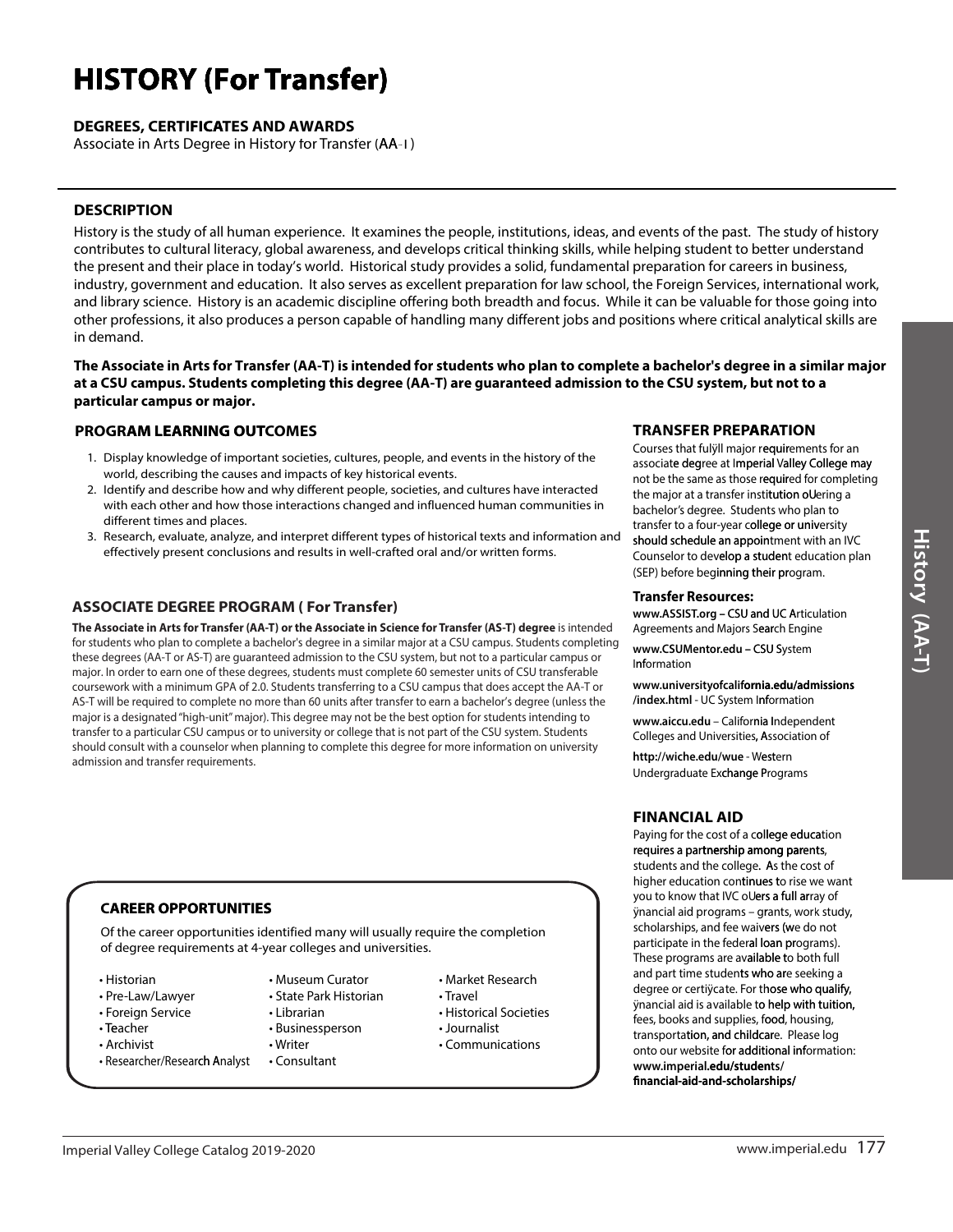# HISTORY (For Transfer)

**DEGREES, CERTIFICATES AND AWARDS**

Associate in Arts Degree in History for Transfer (AA-T)

## DESCRIPTION

History is the study of all human experience. It examines the people, institutions, ideas, and events of the past. The study of history contributes to cultural literacy, global awareness, and develops critical thinking skills, while helping student to better understand the present and their place in today's world. Historical study provides a solid, fundamental preparation for careers in business, industry, government and education. It also serves as excellent preparation for law school, the Foreign Services, international work, and library science. History is an academic discipline offering both breadth and focus. While it can be valuable for those going into other professions, it also produces a person capable of handling many different jobs and positions where critical analytical skills are in demand.

**The Associate in Arts for Transfer (AA-T) is intended for students who plan to complete a bachelor's degree in a similar major at a CSU campus. Students completing this degree (AA-T) are guaranteed admission to the CSU system, but not to a particular campus or major.**

## PROGRAM LEARNING OUTCOMES

1. Display knowledge of important societies, cultures, people, and events in the history of the world, describing the causes and impacts of key historical events.
2. Identify and describe how and why different people, societies, and cultures have interacted with each other and how those interactions changed and influenced human communities in different times and places.
3. Research, evaluate, analyze, and interpret different types of historical texts and information and effectively present conclusions and results in well-crafted oral and/or written forms.

## ASSOCIATE DEGREE PROGRAM ( For Transfer)

**The Associate in Arts for Transfer (AA-T) or the Associate in Science for Transfer (AS-T) degree** is intended for students who plan to complete a bachelor's degree in a similar major at a CSU campus. Students completing these degrees (AA-T or AS-T) are guaranteed admission to the CSU system, but not to a particular campus or major. In order to earn one of these degrees, students must complete 60 semester units of CSU transferable coursework with a minimum GPA of 2.0. Students transferring to a CSU campus that does accept the AA-T or AS-T will be required to complete no more than 60 units after transfer to earn a bachelor's degree (unless the major is a designated "high-unit" major). This degree may not be the best option for students intending to transfer to a particular CSU campus or to university or college that is not part of the CSU system. Students should consult with a counselor when planning to complete this degree for more information on university admission and transfer requirements.

## CAREER OPPORTUNITIES

Of the career opportunities identified many will usually require the completion of degree requirements at 4-year colleges and universities.

- Historian
- Pre-Law/Lawyer
- Foreign Service
- Teacher
- Archivist
- Researcher/Research Analyst
- Museum Curator
- State Park Historian
- Librarian
- Businessperson
- Writer
- Consultant
- Market Research
- Travel
- Historical Societies
- Journalist
- Communications

## TRANSFER PREPARATION

Courses that fulfill major requirements for an associate degree at Imperial Valley College may not be the same as those required for completing the major at a transfer institution offering a bachelor's degree. Students who plan to transfer to a four-year college or university should schedule an appointment with an IVC Counselor to develop a student education plan (SEP) before beginning their program.

**Transfer Resources:**

**www.ASSIST.org – CSU and UC** Articulation Agreements and Majors Search Engine

**www.CSUMentor.edu – CSU** System Information

**www.universityofcalifornia.edu/admissions/index.html** - UC System Information

**www.aiccu.edu** – California Independent Colleges and Universities, Association of

**http://wiche.edu/wue** - Western Undergraduate Exchange Programs

## FINANCIAL AID

Paying for the cost of a college education requires a partnership among parents, students and the college. As the cost of higher education continues to rise we want you to know that IVC offers a full array of financial aid programs – grants, work study, scholarships, and fee waivers (we do not participate in the federal loan programs). These programs are available to both full and part time students who are seeking a degree or certificate. For those who qualify, financial aid is available to help with tuition, fees, books and supplies, food, housing, transportation, and childcare. Please log onto our website for additional information: **www.imperial.edu/students/financial-aid-and-scholarships/**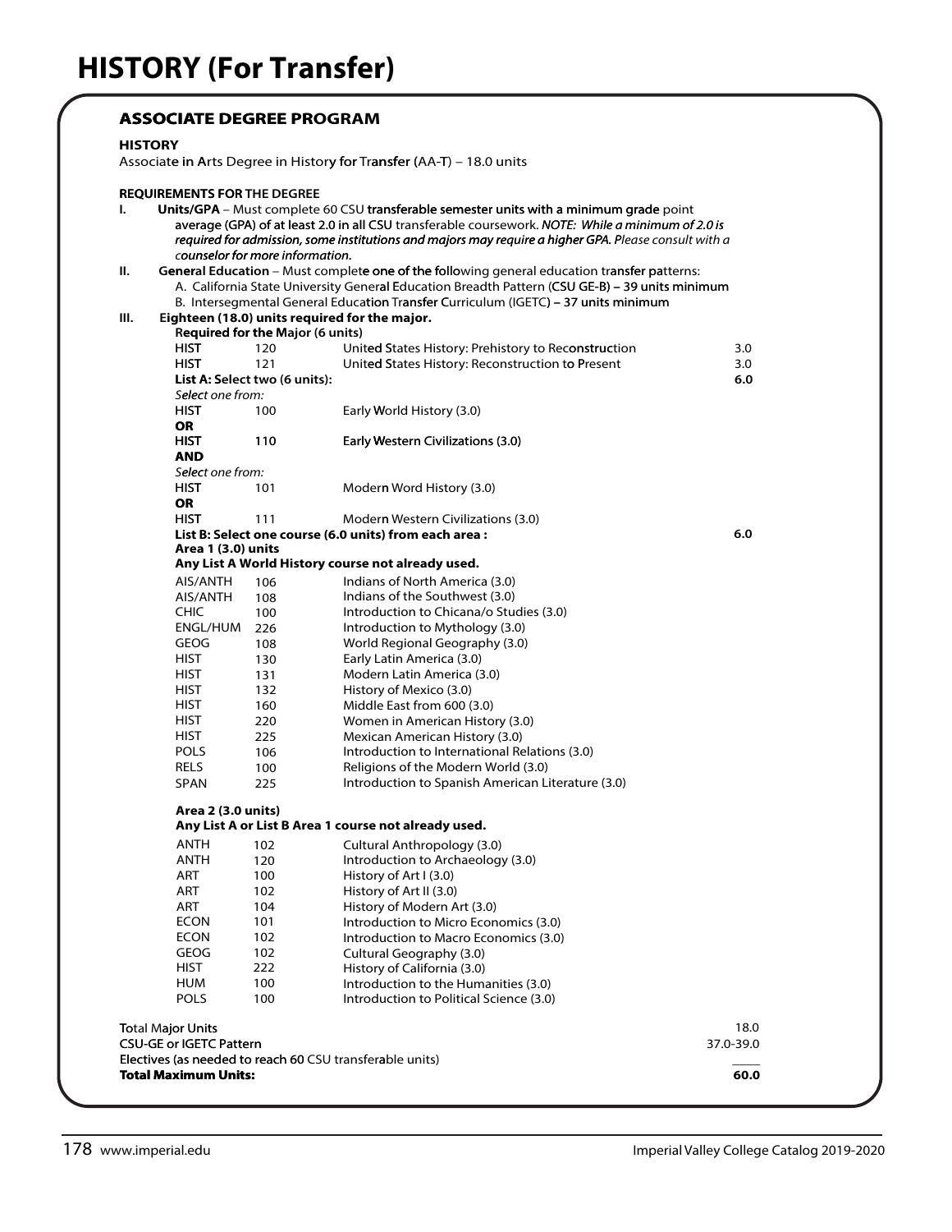# HISTORY (For Transfer)

## ASSOCIATE DEGREE PROGRAM

### HISTORY

Associate in Arts Degree in History for Transfer (AA-T) – 18.0 units

**REQUIREMENTS FOR THE DEGREE**

I. **Units/GPA** – Must complete 60 CSU transferable semester units with a minimum grade point average (GPA) of at least 2.0 in all CSU transferable coursework. *NOTE: While a minimum of 2.0 is required for admission, some institutions and majors may require a higher GPA. Please consult with a counselor for more information.*

II. **General Education** – Must complete one of the following general education transfer patterns:
   A. California State University General Education Breadth Pattern (CSU GE-B) – 39 units minimum
   B. Intersegmental General Education Transfer Curriculum (IGETC) – 37 units minimum

III. **Eighteen (18.0) units required for the major.**

| | | | |
|---|---|---|---|
| **Required for the Major (6 units)** | | | |
| HIST | 120 | United States History: Prehistory to Reconstruction | 3.0 |
| HIST | 121 | United States History: Reconstruction to Present | 3.0 |
| **List A: Select two (6 units):** | | | **6.0** |
| *Select one from:* | | | |
| HIST | 100 | Early World History (3.0) | |
| **OR** | | | |
| HIST | 110 | Early Western Civilizations (3.0) | |
| **AND** | | | |
| *Select one from:* | | | |
| HIST | 101 | Modern Word History (3.0) | |
| **OR** | | | |
| HIST | 111 | Modern Western Civilizations (3.0) | |
| **List B: Select one course (6.0 units) from each area :** | | | **6.0** |
| **Area 1 (3.0) units** | | | |
| **Any List A World History course not already used.** | | | |
| AIS/ANTH | 106 | Indians of North America (3.0) | |
| AIS/ANTH | 108 | Indians of the Southwest (3.0) | |
| CHIC | 100 | Introduction to Chicana/o Studies (3.0) | |
| ENGL/HUM | 226 | Introduction to Mythology (3.0) | |
| GEOG | 108 | World Regional Geography (3.0) | |
| HIST | 130 | Early Latin America (3.0) | |
| HIST | 131 | Modern Latin America (3.0) | |
| HIST | 132 | History of Mexico (3.0) | |
| HIST | 160 | Middle East from 600 (3.0) | |
| HIST | 220 | Women in American History (3.0) | |
| HIST | 225 | Mexican American History (3.0) | |
| POLS | 106 | Introduction to International Relations (3.0) | |
| RELS | 100 | Religions of the Modern World (3.0) | |
| SPAN | 225 | Introduction to Spanish American Literature (3.0) | |
| **Area 2 (3.0 units)** | | | |
| **Any List A or List B Area 1 course not already used.** | | | |
| ANTH | 102 | Cultural Anthropology (3.0) | |
| ANTH | 120 | Introduction to Archaeology (3.0) | |
| ART | 100 | History of Art I (3.0) | |
| ART | 102 | History of Art II (3.0) | |
| ART | 104 | History of Modern Art (3.0) | |
| ECON | 101 | Introduction to Micro Economics (3.0) | |
| ECON | 102 | Introduction to Macro Economics (3.0) | |
| GEOG | 102 | Cultural Geography (3.0) | |
| HIST | 222 | History of California (3.0) | |
| HUM | 100 | Introduction to the Humanities (3.0) | |
| POLS | 100 | Introduction to Political Science (3.0) | |

| | |
|---|---|
| Total Major Units | 18.0 |
| CSU-GE or IGETC Pattern | 37.0-39.0 |
| Electives (as needed to reach 60 CSU transferable units) | _____ |
| **Total Maximum Units:** | **60.0** |